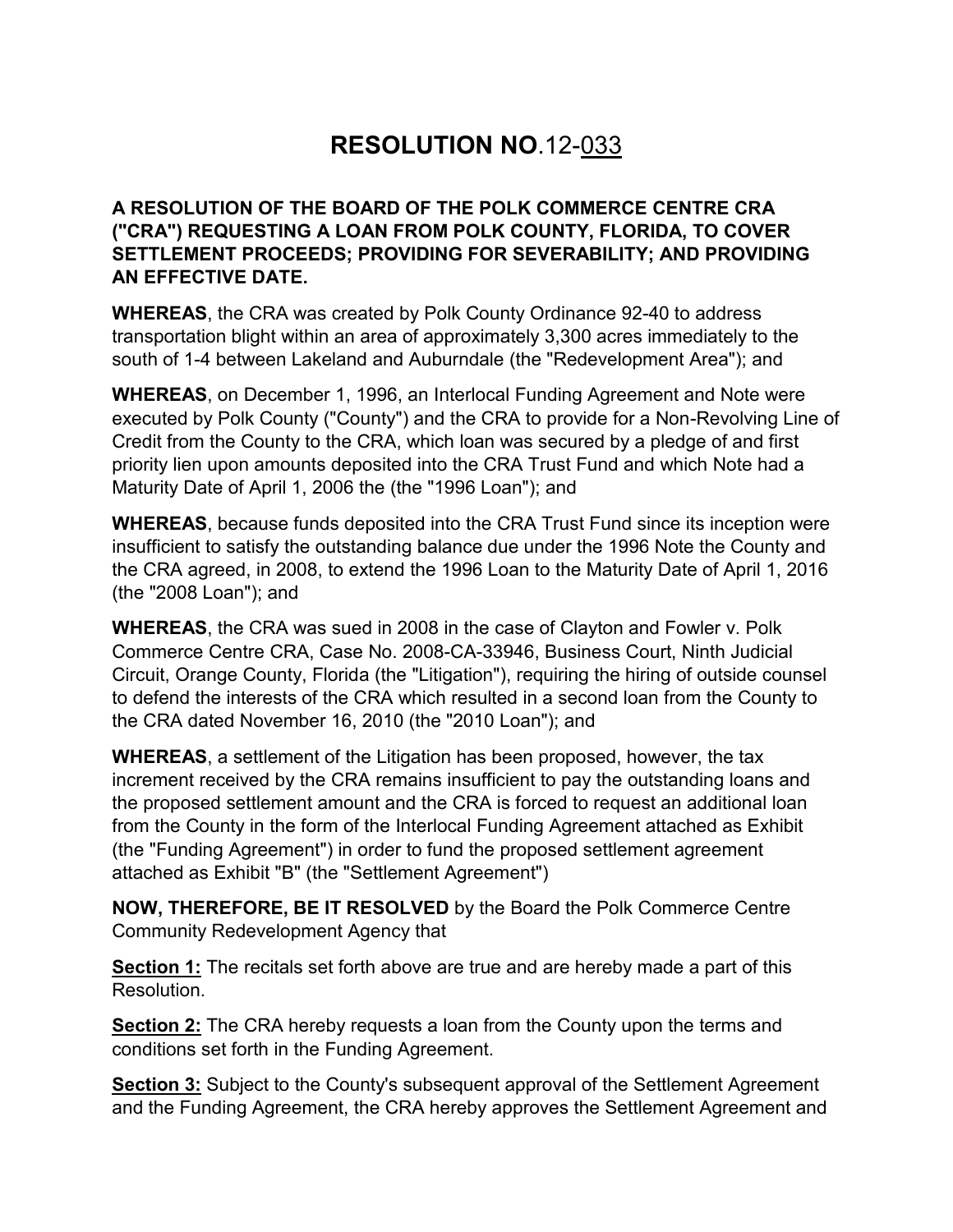# RESOLUTION NO.12-033

**A RESOLUTION OF THE BOARD OF THE POLK COMMERCE CENTRE CRA ("CRA") REQUESTING A LOAN FROM POLK COUNTY, FLORIDA, TO COVER SETTLEMENT PROCEEDS; PROVIDING FOR SEVERABILITY; AND PROVIDING AN EFFECTIVE DATE.**

**WHEREAS**, the CRA was created by Polk County Ordinance 92-40 to address transportation blight within an area of approximately 3,300 acres immediately to the south of 1-4 between Lakeland and Auburndale (the "Redevelopment Area"); and

**WHEREAS**, on December 1, 1996, an Interlocal Funding Agreement and Note were executed by Polk County ("County") and the CRA to provide for a Non-Revolving Line of Credit from the County to the CRA, which loan was secured by a pledge of and first priority lien upon amounts deposited into the CRA Trust Fund and which Note had a Maturity Date of April 1, 2006 the (the "1996 Loan"); and

**WHEREAS**, because funds deposited into the CRA Trust Fund since its inception were insufficient to satisfy the outstanding balance due under the 1996 Note the County and the CRA agreed, in 2008, to extend the 1996 Loan to the Maturity Date of April 1, 2016 (the "2008 Loan"); and

**WHEREAS**, the CRA was sued in 2008 in the case of Clayton and Fowler v. Polk Commerce Centre CRA, Case No. 2008-CA-33946, Business Court, Ninth Judicial Circuit, Orange County, Florida (the "Litigation"), requiring the hiring of outside counsel to defend the interests of the CRA which resulted in a second loan from the County to the CRA dated November 16, 2010 (the "2010 Loan"); and

**WHEREAS**, a settlement of the Litigation has been proposed, however, the tax increment received by the CRA remains insufficient to pay the outstanding loans and the proposed settlement amount and the CRA is forced to request an additional loan from the County in the form of the Interlocal Funding Agreement attached as Exhibit (the "Funding Agreement") in order to fund the proposed settlement agreement attached as Exhibit "B" (the "Settlement Agreement")

**NOW, THEREFORE, BE IT RESOLVED** by the Board the Polk Commerce Centre Community Redevelopment Agency that

**Section 1:** The recitals set forth above are true and are hereby made a part of this Resolution.

**Section 2:** The CRA hereby requests a loan from the County upon the terms and conditions set forth in the Funding Agreement.

**Section 3:** Subject to the County's subsequent approval of the Settlement Agreement and the Funding Agreement, the CRA hereby approves the Settlement Agreement and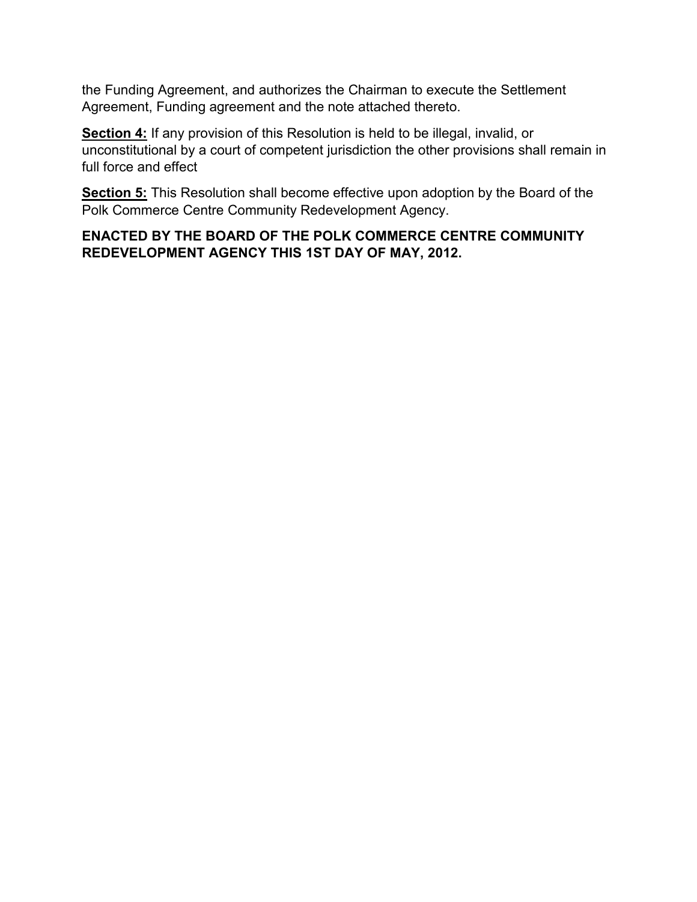the Funding Agreement, and authorizes the Chairman to execute the Settlement Agreement, Funding agreement and the note attached thereto.

**Section 4:** If any provision of this Resolution is held to be illegal, invalid, or unconstitutional by a court of competent jurisdiction the other provisions shall remain in full force and effect

**Section 5:** This Resolution shall become effective upon adoption by the Board of the Polk Commerce Centre Community Redevelopment Agency.

**ENACTED BY THE BOARD OF THE POLK COMMERCE CENTRE COMMUNITY REDEVELOPMENT AGENCY THIS 1ST DAY OF MAY, 2012.**